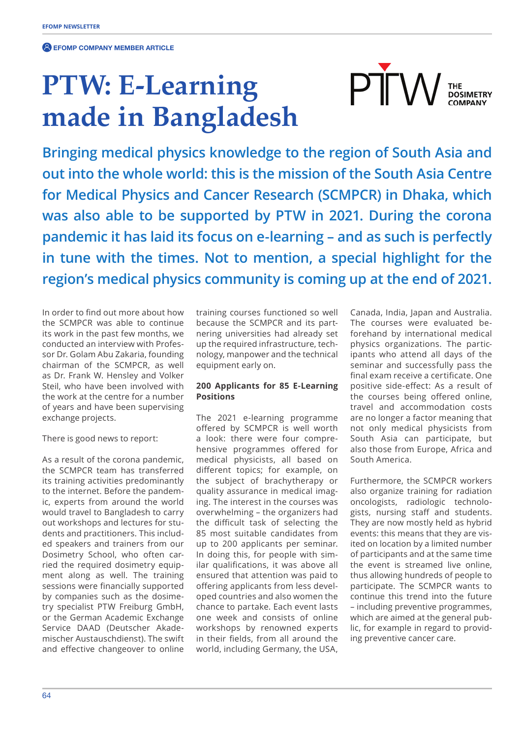EFOMP COMPANY MEMBER ARTICLE

# PTW: E-Learning made in Bangladesh

PTW THE DOSIMETRY COMPANY

**Bringing medical physics knowledge to the region of South Asia and out into the whole world: this is the mission of the South Asia Centre for Medical Physics and Cancer Research (SCMPCR) in Dhaka, which was also able to be supported by PTW in 2021. During the corona pandemic it has laid its focus on e-learning – and as such is perfectly in tune with the times. Not to mention, a special highlight for the region's medical physics community is coming up at the end of 2021.**

In order to find out more about how the SCMPCR was able to continue its work in the past few months, we conducted an interview with Professor Dr. Golam Abu Zakaria, founding chairman of the SCMPCR, as well as Dr. Frank W. Hensley and Volker Steil, who have been involved with the work at the centre for a number of years and have been supervising exchange projects.

There is good news to report:

As a result of the corona pandemic, the SCMPCR team has transferred its training activities predominantly to the internet. Before the pandemic, experts from around the world would travel to Bangladesh to carry out workshops and lectures for students and practitioners. This included speakers and trainers from our Dosimetry School, who often carried the required dosimetry equipment along as well. The training sessions were financially supported by companies such as the dosimetry specialist PTW Freiburg GmbH, or the German Academic Exchange Service DAAD (Deutscher Akademischer Austauschdienst). The swift and effective changeover to online training courses functioned so well because the SCMPCR and its partnering universities had already set up the required infrastructure, technology, manpower and the technical equipment early on.

### 200 Applicants for 85 E-Learning Positions

The 2021 e-learning programme offered by SCMPCR is well worth a look: there were four comprehensive programmes offered for medical physicists, all based on different topics; for example, on the subject of brachytherapy or quality assurance in medical imaging. The interest in the courses was overwhelming – the organizers had the difficult task of selecting the 85 most suitable candidates from up to 200 applicants per seminar. In doing this, for people with similar qualifications, it was above all ensured that attention was paid to offering applicants from less developed countries and also women the chance to partake. Each event lasts one week and consists of online workshops by renowned experts in their fields, from all around the world, including Germany, the USA, Canada, India, Japan and Australia. The courses were evaluated beforehand by international medical physics organizations. The participants who attend all days of the seminar and successfully pass the final exam receive a certificate. One positive side-effect: As a result of the courses being offered online, travel and accommodation costs are no longer a factor meaning that not only medical physicists from South Asia can participate, but also those from Europe, Africa and South America.

Furthermore, the SCMPCR workers also organize training for radiation oncologists, radiologic technologists, nursing staff and students. They are now mostly held as hybrid events: this means that they are visited on location by a limited number of participants and at the same time the event is streamed live online, thus allowing hundreds of people to participate. The SCMPCR wants to continue this trend into the future – including preventive programmes, which are aimed at the general public, for example in regard to providing preventive cancer care.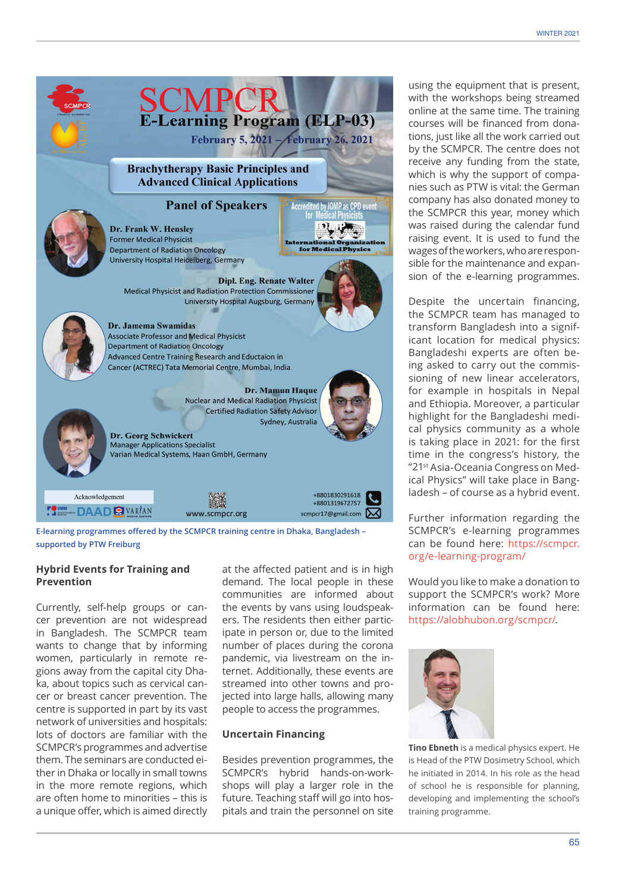**SCMPCR**

**E-Learning Program (ELP-03)**

**February 5, 2021 – February 26, 2021**

**Brachytherapy Basic Principles and Advanced Clinical Applications**

**Panel of Speakers**

Accredited by IOMP as CPD event for Medical Physicists

International Organization for Medical Physics

**Dr. Frank W. Hensley**
Former Medical Physicist
Department of Radiation Oncology
University Hospital Heidelberg, Germany

**Dipl. Eng. Renate Walter**
Medical Physicist and Radiation Protection Commissioner
University Hospital Augsburg, Germany

**Dr. Jamema Swamidas**
Associate Professor and Medical Physicist
Department of Radiation Oncology
Advanced Centre Training Research and Eductaion in Cancer (ACTREC) Tata Memorial Centre, Mumbai, India.

**Dr. Mamun Haque**
Nuclear and Medical Radiation Physicist
Certified Radiation Safety Advisor
Sydney, Australia

**Dr. Georg Schwickert**
Manager Applications Specialist
Varian Medical Systems, Haan GmbH, Germany

Acknowledgement

www.scmpcr.org

+8801830291618
+8801319672757
scmpcr17@gmail.com

E-learning programmes offered by the SCMPCR training centre in Dhaka, Bangladesh – supported by PTW Freiburg

## Hybrid Events for Training and Prevention

Currently, self-help groups or cancer prevention are not widespread in Bangladesh. The SCMPCR team wants to change that by informing women, particularly in remote regions away from the capital city Dhaka, about topics such as cervical cancer or breast cancer prevention. The centre is supported in part by its vast network of universities and hospitals: lots of doctors are familiar with the SCMPCR's programmes and advertise them. The seminars are conducted either in Dhaka or locally in small towns in the more remote regions, which are often home to minorities – this is a unique offer, which is aimed directly at the affected patient and is in high demand. The local people in these communities are informed about the events by vans using loudspeakers. The residents then either participate in person or, due to the limited number of places during the corona pandemic, via livestream on the internet. Additionally, these events are streamed into other towns and projected into large halls, allowing many people to access the programmes.

## Uncertain Financing

Besides prevention programmes, the SCMPCR's hybrid hands-on-workshops will play a larger role in the future. Teaching staff will go into hospitals and train the personnel on site using the equipment that is present, with the workshops being streamed online at the same time. The training courses will be financed from donations, just like all the work carried out by the SCMPCR. The centre does not receive any funding from the state, which is why the support of companies such as PTW is vital: the German company has also donated money to the SCMPCR this year, money which was raised during the calendar fund raising event. It is used to fund the wages of the workers, who are responsible for the maintenance and expansion of the e-learning programmes.

Despite the uncertain financing, the SCMPCR team has managed to transform Bangladesh into a significant location for medical physics: Bangladeshi experts are often being asked to carry out the commissioning of new linear accelerators, for example in hospitals in Nepal and Ethiopia. Moreover, a particular highlight for the Bangladeshi medical physics community as a whole is taking place in 2021: for the first time in the congress's history, the "21st Asia-Oceania Congress on Medical Physics" will take place in Bangladesh – of course as a hybrid event.

Further information regarding the SCMPCR's e-learning programmes can be found here: https://scmpcr.org/e-learning-program/

Would you like to make a donation to support the SCMPCR's work? More information can be found here: https://alobhubon.org/scmpcr/.

**Tino Ebneth** is a medical physics expert. He is Head of the PTW Dosimetry School, which he initiated in 2014. In his role as the head of school he is responsible for planning, developing and implementing the school's training programme.